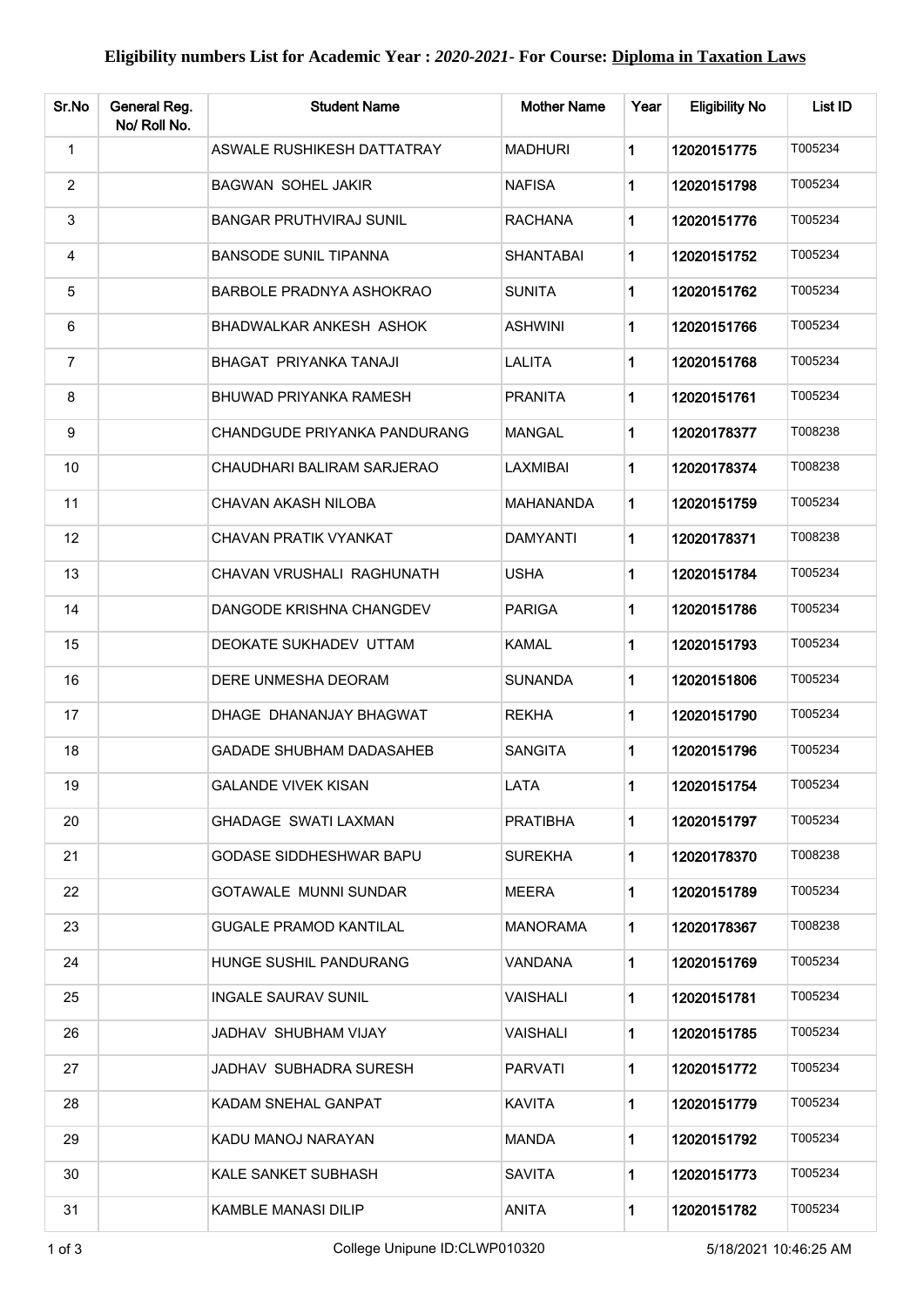# Eligibility numbers List for Academic Year : *2020-2021*- For Course: <u>Diploma in Taxation Laws</u>

| Sr.No | General Reg. No/ Roll No. | Student Name | Mother Name | Year | Eligibility No | List ID |
|---|---|---|---|---|---|---|
| 1 | | ASWALE RUSHIKESH DATTATRAY | MADHURI | 1 | 12020151775 | T005234 |
| 2 | | BAGWAN SOHEL JAKIR | NAFISA | 1 | 12020151798 | T005234 |
| 3 | | BANGAR PRUTHVIRAJ SUNIL | RACHANA | 1 | 12020151776 | T005234 |
| 4 | | BANSODE SUNIL TIPANNA | SHANTABAI | 1 | 12020151752 | T005234 |
| 5 | | BARBOLE PRADNYA ASHOKRAO | SUNITA | 1 | 12020151762 | T005234 |
| 6 | | BHADWALKAR ANKESH ASHOK | ASHWINI | 1 | 12020151766 | T005234 |
| 7 | | BHAGAT PRIYANKA TANAJI | LALITA | 1 | 12020151768 | T005234 |
| 8 | | BHUWAD PRIYANKA RAMESH | PRANITA | 1 | 12020151761 | T005234 |
| 9 | | CHANDGUDE PRIYANKA PANDURANG | MANGAL | 1 | 12020178377 | T008238 |
| 10 | | CHAUDHARI BALIRAM SARJERAO | LAXMIBAI | 1 | 12020178374 | T008238 |
| 11 | | CHAVAN AKASH NILOBA | MAHANANDA | 1 | 12020151759 | T005234 |
| 12 | | CHAVAN PRATIK VYANKAT | DAMYANTI | 1 | 12020178371 | T008238 |
| 13 | | CHAVAN VRUSHALI RAGHUNATH | USHA | 1 | 12020151784 | T005234 |
| 14 | | DANGODE KRISHNA CHANGDEV | PARIGA | 1 | 12020151786 | T005234 |
| 15 | | DEOKATE SUKHADEV UTTAM | KAMAL | 1 | 12020151793 | T005234 |
| 16 | | DERE UNMESHA DEORAM | SUNANDA | 1 | 12020151806 | T005234 |
| 17 | | DHAGE DHANANJAY BHAGWAT | REKHA | 1 | 12020151790 | T005234 |
| 18 | | GADADE SHUBHAM DADASAHEB | SANGITA | 1 | 12020151796 | T005234 |
| 19 | | GALANDE VIVEK KISAN | LATA | 1 | 12020151754 | T005234 |
| 20 | | GHADAGE SWATI LAXMAN | PRATIBHA | 1 | 12020151797 | T005234 |
| 21 | | GODASE SIDDHESHWAR BAPU | SUREKHA | 1 | 12020178370 | T008238 |
| 22 | | GOTAWALE MUNNI SUNDAR | MEERA | 1 | 12020151789 | T005234 |
| 23 | | GUGALE PRAMOD KANTILAL | MANORAMA | 1 | 12020178367 | T008238 |
| 24 | | HUNGE SUSHIL PANDURANG | VANDANA | 1 | 12020151769 | T005234 |
| 25 | | INGALE SAURAV SUNIL | VAISHALI | 1 | 12020151781 | T005234 |
| 26 | | JADHAV SHUBHAM VIJAY | VAISHALI | 1 | 12020151785 | T005234 |
| 27 | | JADHAV SUBHADRA SURESH | PARVATI | 1 | 12020151772 | T005234 |
| 28 | | KADAM SNEHAL GANPAT | KAVITA | 1 | 12020151779 | T005234 |
| 29 | | KADU MANOJ NARAYAN | MANDA | 1 | 12020151792 | T005234 |
| 30 | | KALE SANKET SUBHASH | SAVITA | 1 | 12020151773 | T005234 |
| 31 | | KAMBLE MANASI DILIP | ANITA | 1 | 12020151782 | T005234 |

College Unipune ID:CLWP010320

5/18/2021 10:46:25 AM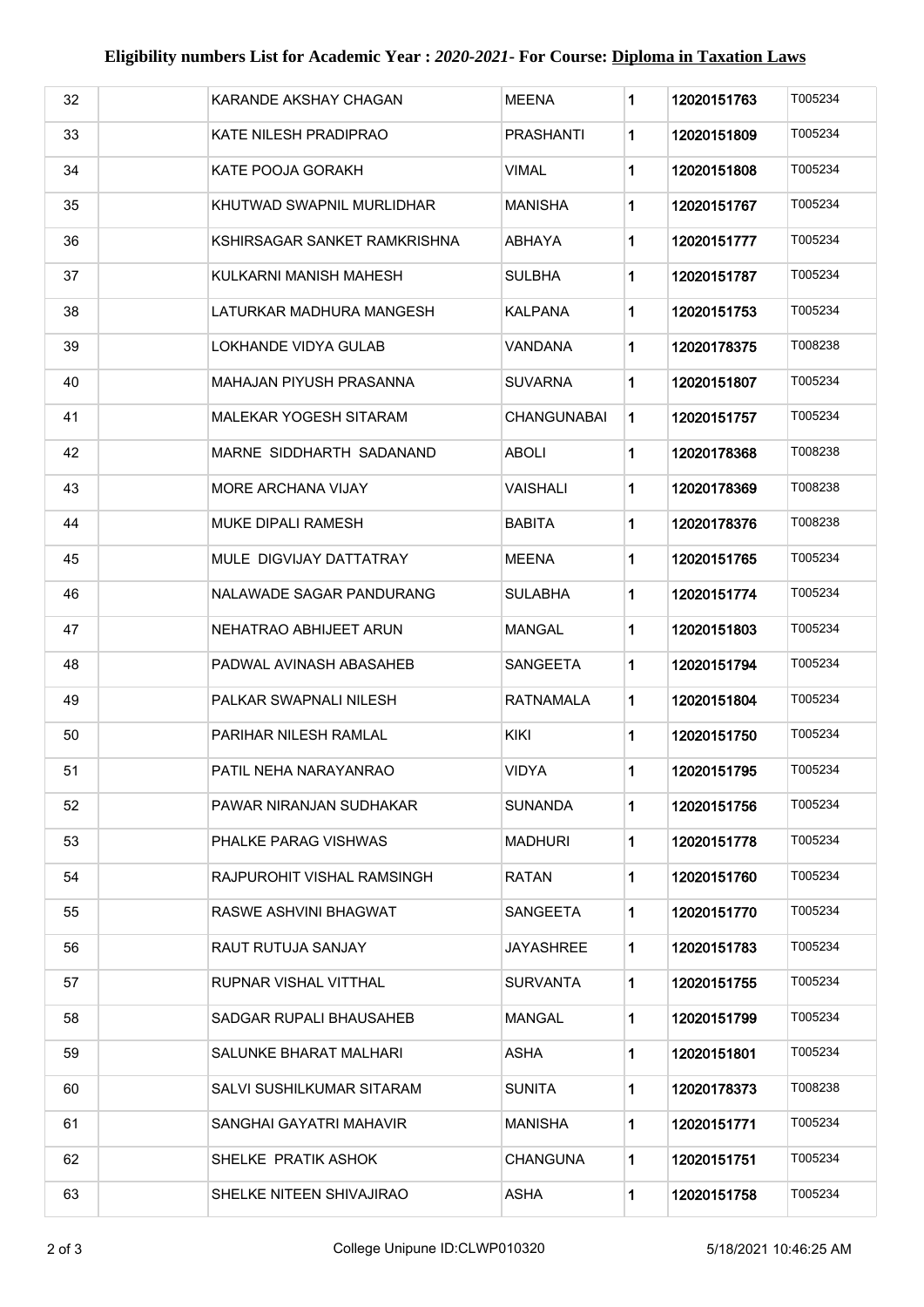# Eligibility numbers List for Academic Year : *2020-2021*- For Course: Diploma in Taxation Laws

| | | | | | | |
|---|---|---|---|---|---|---|
| 32 | | KARANDE AKSHAY CHAGAN | MEENA | 1 | 12020151763 | T005234 |
| 33 | | KATE NILESH PRADIPRAO | PRASHANTI | 1 | 12020151809 | T005234 |
| 34 | | KATE POOJA GORAKH | VIMAL | 1 | 12020151808 | T005234 |
| 35 | | KHUTWAD SWAPNIL MURLIDHAR | MANISHA | 1 | 12020151767 | T005234 |
| 36 | | KSHIRSAGAR SANKET RAMKRISHNA | ABHAYA | 1 | 12020151777 | T005234 |
| 37 | | KULKARNI MANISH MAHESH | SULBHA | 1 | 12020151787 | T005234 |
| 38 | | LATURKAR MADHURA MANGESH | KALPANA | 1 | 12020151753 | T005234 |
| 39 | | LOKHANDE VIDYA GULAB | VANDANA | 1 | 12020178375 | T008238 |
| 40 | | MAHAJAN PIYUSH PRASANNA | SUVARNA | 1 | 12020151807 | T005234 |
| 41 | | MALEKAR YOGESH SITARAM | CHANGUNABAI | 1 | 12020151757 | T005234 |
| 42 | | MARNE SIDDHARTH SADANAND | ABOLI | 1 | 12020178368 | T008238 |
| 43 | | MORE ARCHANA VIJAY | VAISHALI | 1 | 12020178369 | T008238 |
| 44 | | MUKE DIPALI RAMESH | BABITA | 1 | 12020178376 | T008238 |
| 45 | | MULE DIGVIJAY DATTATRAY | MEENA | 1 | 12020151765 | T005234 |
| 46 | | NALAWADE SAGAR PANDURANG | SULABHA | 1 | 12020151774 | T005234 |
| 47 | | NEHATRAO ABHIJEET ARUN | MANGAL | 1 | 12020151803 | T005234 |
| 48 | | PADWAL AVINASH ABASAHEB | SANGEETA | 1 | 12020151794 | T005234 |
| 49 | | PALKAR SWAPNALI NILESH | RATNAMALA | 1 | 12020151804 | T005234 |
| 50 | | PARIHAR NILESH RAMLAL | KIKI | 1 | 12020151750 | T005234 |
| 51 | | PATIL NEHA NARAYANRAO | VIDYA | 1 | 12020151795 | T005234 |
| 52 | | PAWAR NIRANJAN SUDHAKAR | SUNANDA | 1 | 12020151756 | T005234 |
| 53 | | PHALKE PARAG VISHWAS | MADHURI | 1 | 12020151778 | T005234 |
| 54 | | RAJPUROHIT VISHAL RAMSINGH | RATAN | 1 | 12020151760 | T005234 |
| 55 | | RASWE ASHVINI BHAGWAT | SANGEETA | 1 | 12020151770 | T005234 |
| 56 | | RAUT RUTUJA SANJAY | JAYASHREE | 1 | 12020151783 | T005234 |
| 57 | | RUPNAR VISHAL VITTHAL | SURVANTA | 1 | 12020151755 | T005234 |
| 58 | | SADGAR RUPALI BHAUSAHEB | MANGAL | 1 | 12020151799 | T005234 |
| 59 | | SALUNKE BHARAT MALHARI | ASHA | 1 | 12020151801 | T005234 |
| 60 | | SALVI SUSHILKUMAR SITARAM | SUNITA | 1 | 12020178373 | T008238 |
| 61 | | SANGHAI GAYATRI MAHAVIR | MANISHA | 1 | 12020151771 | T005234 |
| 62 | | SHELKE PRATIK ASHOK | CHANGUNA | 1 | 12020151751 | T005234 |
| 63 | | SHELKE NITEEN SHIVAJIRAO | ASHA | 1 | 12020151758 | T005234 |

College Unipune ID:CLWP010320 5/18/2021 10:46:25 AM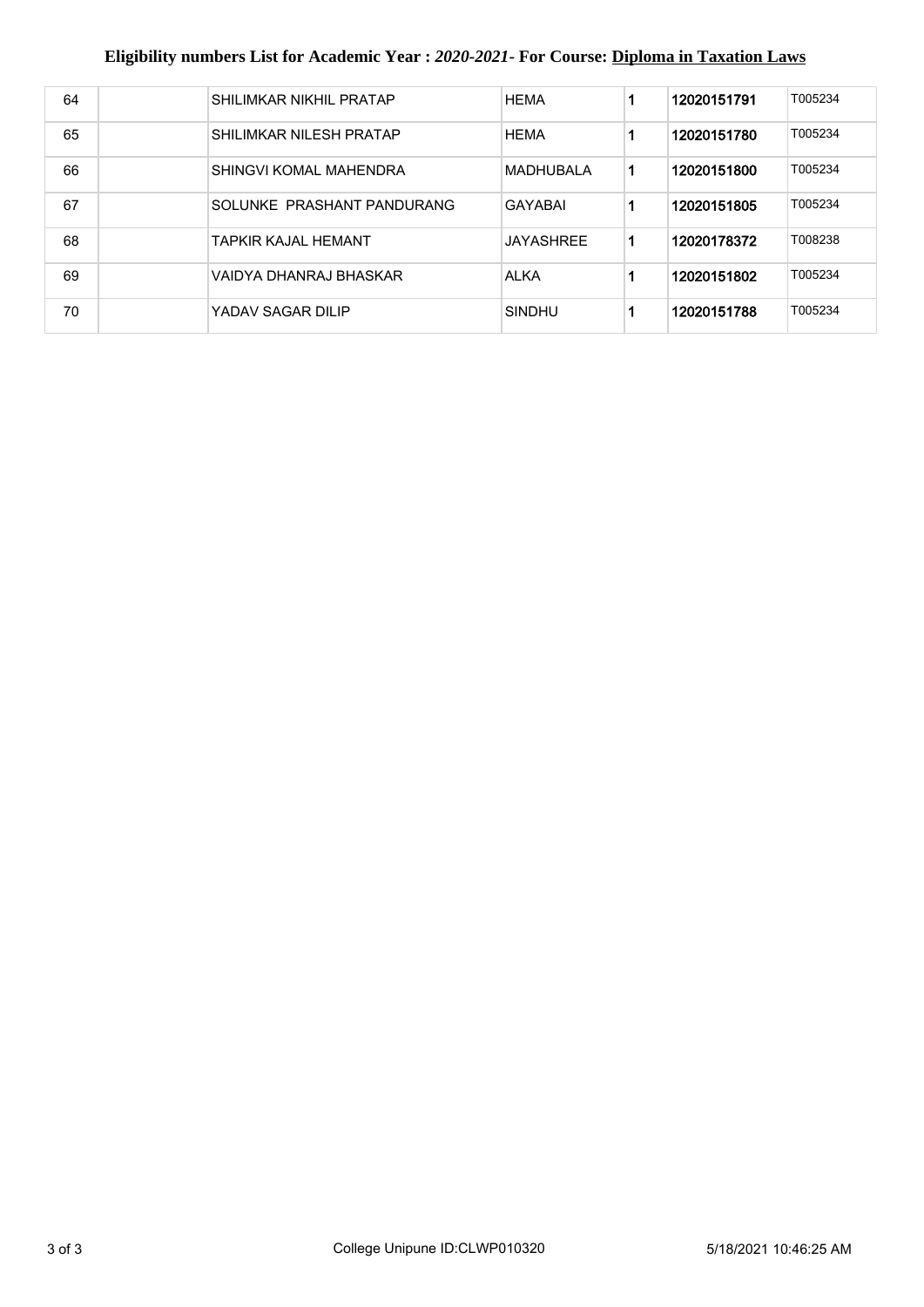**Eligibility numbers List for Academic Year : *2020-2021*- For Course: Diploma in Taxation Laws**

| | | | | | | |
|---|---|---|---|---|---|---|
| 64 | | SHILIMKAR NIKHIL PRATAP | HEMA | 1 | 12020151791 | T005234 |
| 65 | | SHILIMKAR NILESH PRATAP | HEMA | 1 | 12020151780 | T005234 |
| 66 | | SHINGVI KOMAL MAHENDRA | MADHUBALA | 1 | 12020151800 | T005234 |
| 67 | | SOLUNKE PRASHANT PANDURANG | GAYABAI | 1 | 12020151805 | T005234 |
| 68 | | TAPKIR KAJAL HEMANT | JAYASHREE | 1 | 12020178372 | T008238 |
| 69 | | VAIDYA DHANRAJ BHASKAR | ALKA | 1 | 12020151802 | T005234 |
| 70 | | YADAV SAGAR DILIP | SINDHU | 1 | 12020151788 | T005234 |

College Unipune ID:CLWP010320

5/18/2021 10:46:25 AM